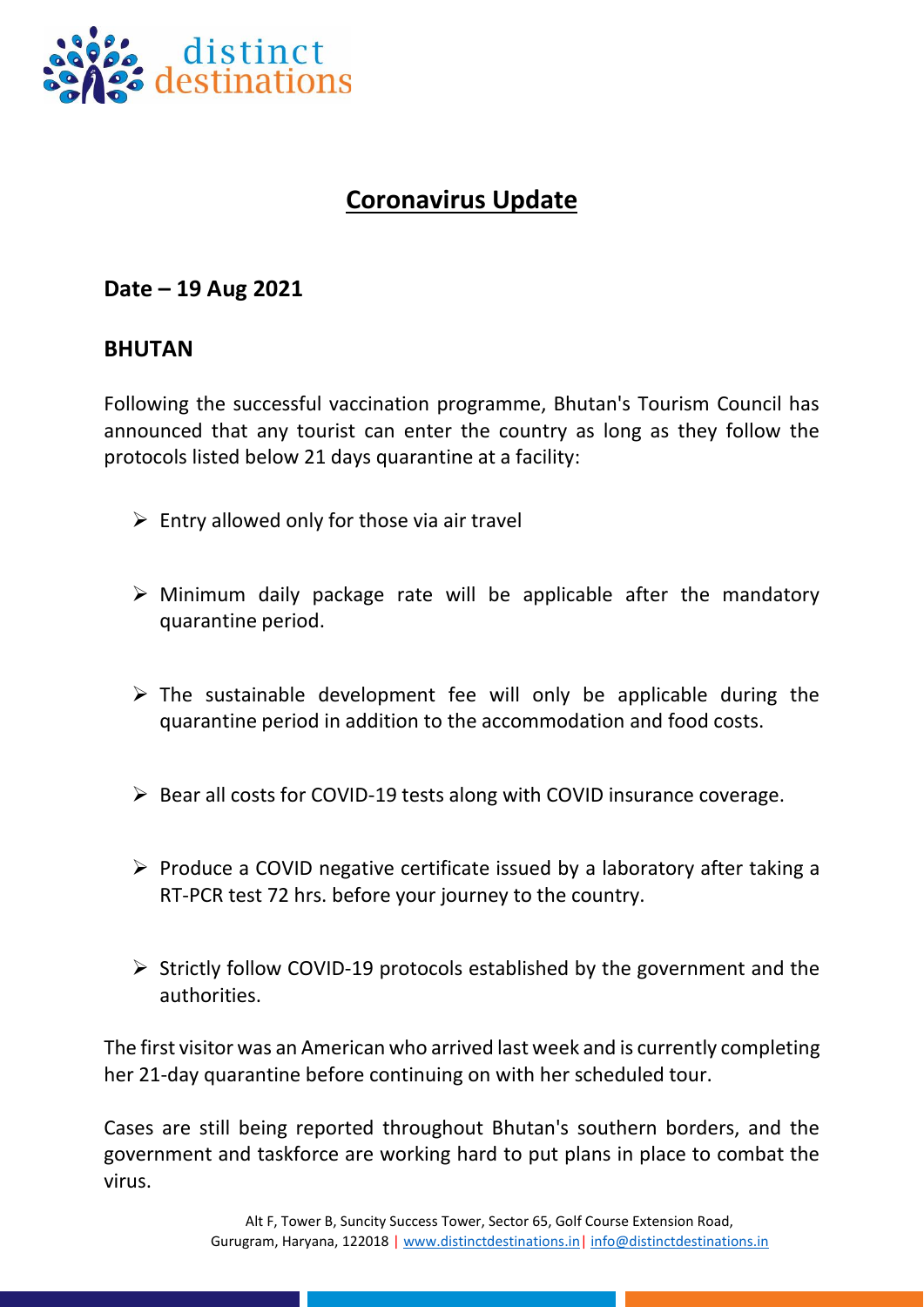# Coronavirus Update

**Date – 19 Aug 2021**

## BHUTAN

Following the successful vaccination programme, Bhutan's Tourism Council has announced that any tourist can enter the country as long as they follow the protocols listed below 21 days quarantine at a facility:

- Entry allowed only for those via air travel
- Minimum daily package rate will be applicable after the mandatory quarantine period.
- The sustainable development fee will only be applicable during the quarantine period in addition to the accommodation and food costs.
- Bear all costs for COVID-19 tests along with COVID insurance coverage.
- Produce a COVID negative certificate issued by a laboratory after taking a RT-PCR test 72 hrs. before your journey to the country.
- Strictly follow COVID-19 protocols established by the government and the authorities.

The first visitor was an American who arrived last week and is currently completing her 21-day quarantine before continuing on with her scheduled tour.

Cases are still being reported throughout Bhutan's southern borders, and the government and taskforce are working hard to put plans in place to combat the virus.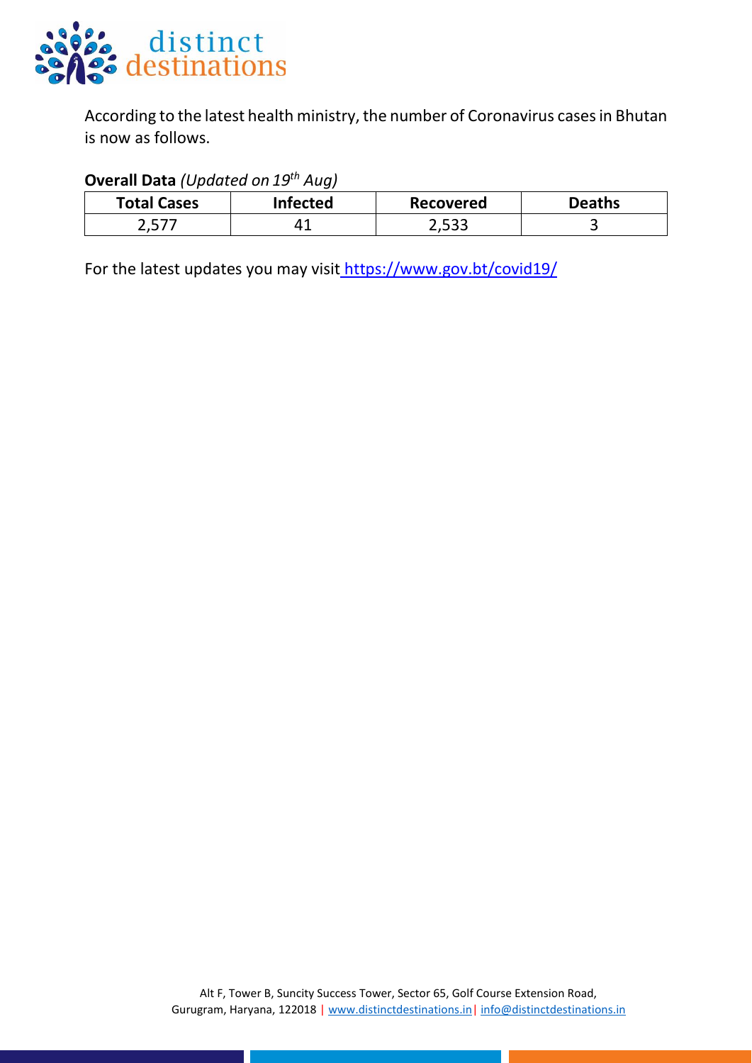According to the latest health ministry, the number of Coronavirus cases in Bhutan is now as follows.

**Overall Data** *(Updated on 19th Aug)*

| Total Cases | Infected | Recovered | Deaths |
|---|---|---|---|
| 2,577 | 41 | 2,533 | 3 |

For the latest updates you may visit https://www.gov.bt/covid19/